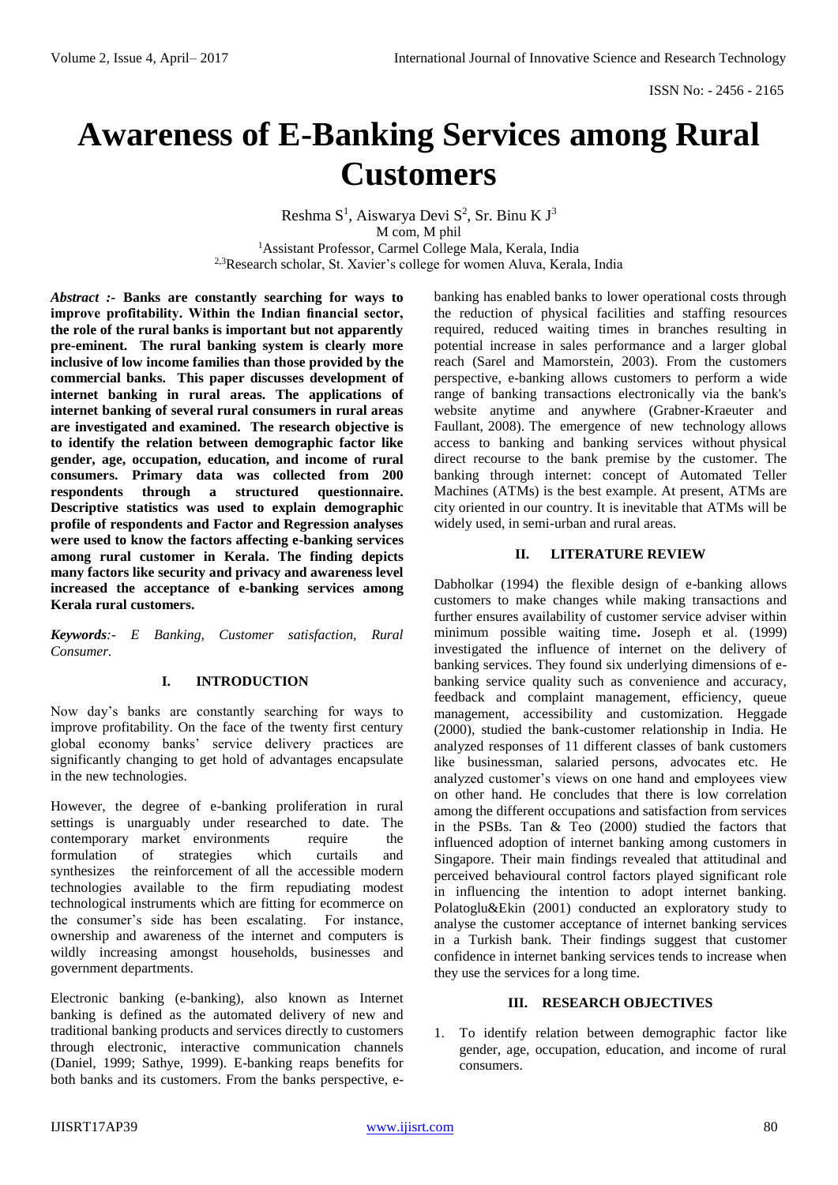# Awareness of E-Banking Services among Rural Customers

Reshma S[1], Aiswarya Devi S[2], Sr. Binu K J[3]
M com, M phil
[1]Assistant Professor, Carmel College Mala, Kerala, India
[2,3]Research scholar, St. Xavier's college for women Aluva, Kerala, India

***Abstract :-*** **Banks are constantly searching for ways to improve profitability. Within the Indian financial sector, the role of the rural banks is important but not apparently pre-eminent. The rural banking system is clearly more inclusive of low income families than those provided by the commercial banks. This paper discusses development of internet banking in rural areas. The applications of internet banking of several rural consumers in rural areas are investigated and examined. The research objective is to identify the relation between demographic factor like gender, age, occupation, education, and income of rural consumers. Primary data was collected from 200 respondents through a structured questionnaire. Descriptive statistics was used to explain demographic profile of respondents and Factor and Regression analyses were used to know the factors affecting e-banking services among rural customer in Kerala. The finding depicts many factors like security and privacy and awareness level increased the acceptance of e-banking services among Kerala rural customers.**

***Keywords:-*** *E Banking, Customer satisfaction, Rural Consumer.*

## I. INTRODUCTION

Now day's banks are constantly searching for ways to improve profitability. On the face of the twenty first century global economy banks' service delivery practices are significantly changing to get hold of advantages encapsulate in the new technologies.

However, the degree of e-banking proliferation in rural settings is unarguably under researched to date. The contemporary market environments require the formulation of strategies which curtails and synthesizes the reinforcement of all the accessible modern technologies available to the firm repudiating modest technological instruments which are fitting for ecommerce on the consumer's side has been escalating. For instance, ownership and awareness of the internet and computers is wildly increasing amongst households, businesses and government departments.

Electronic banking (e-banking), also known as Internet banking is defined as the automated delivery of new and traditional banking products and services directly to customers through electronic, interactive communication channels (Daniel, 1999; Sathye, 1999). E-banking reaps benefits for both banks and its customers. From the banks perspective, e-banking has enabled banks to lower operational costs through the reduction of physical facilities and staffing resources required, reduced waiting times in branches resulting in potential increase in sales performance and a larger global reach (Sarel and Mamorstein, 2003). From the customers perspective, e-banking allows customers to perform a wide range of banking transactions electronically via the bank's website anytime and anywhere (Grabner-Kraeuter and Faullant, 2008). The emergence of new technology allows access to banking and banking services without physical direct recourse to the bank premise by the customer. The banking through internet: concept of Automated Teller Machines (ATMs) is the best example. At present, ATMs are city oriented in our country. It is inevitable that ATMs will be widely used, in semi-urban and rural areas.

## II. LITERATURE REVIEW

Dabholkar (1994) the flexible design of e-banking allows customers to make changes while making transactions and further ensures availability of customer service adviser within minimum possible waiting time**.** Joseph et al. (1999) investigated the influence of internet on the delivery of banking services. They found six underlying dimensions of e-banking service quality such as convenience and accuracy, feedback and complaint management, efficiency, queue management, accessibility and customization. Heggade (2000), studied the bank-customer relationship in India. He analyzed responses of 11 different classes of bank customers like businessman, salaried persons, advocates etc. He analyzed customer's views on one hand and employees view on other hand. He concludes that there is low correlation among the different occupations and satisfaction from services in the PSBs. Tan & Teo (2000) studied the factors that influenced adoption of internet banking among customers in Singapore. Their main findings revealed that attitudinal and perceived behavioural control factors played significant role in influencing the intention to adopt internet banking. Polatoglu&Ekin (2001) conducted an exploratory study to analyse the customer acceptance of internet banking services in a Turkish bank. Their findings suggest that customer confidence in internet banking services tends to increase when they use the services for a long time.

## III. RESEARCH OBJECTIVES

1. To identify relation between demographic factor like gender, age, occupation, education, and income of rural consumers.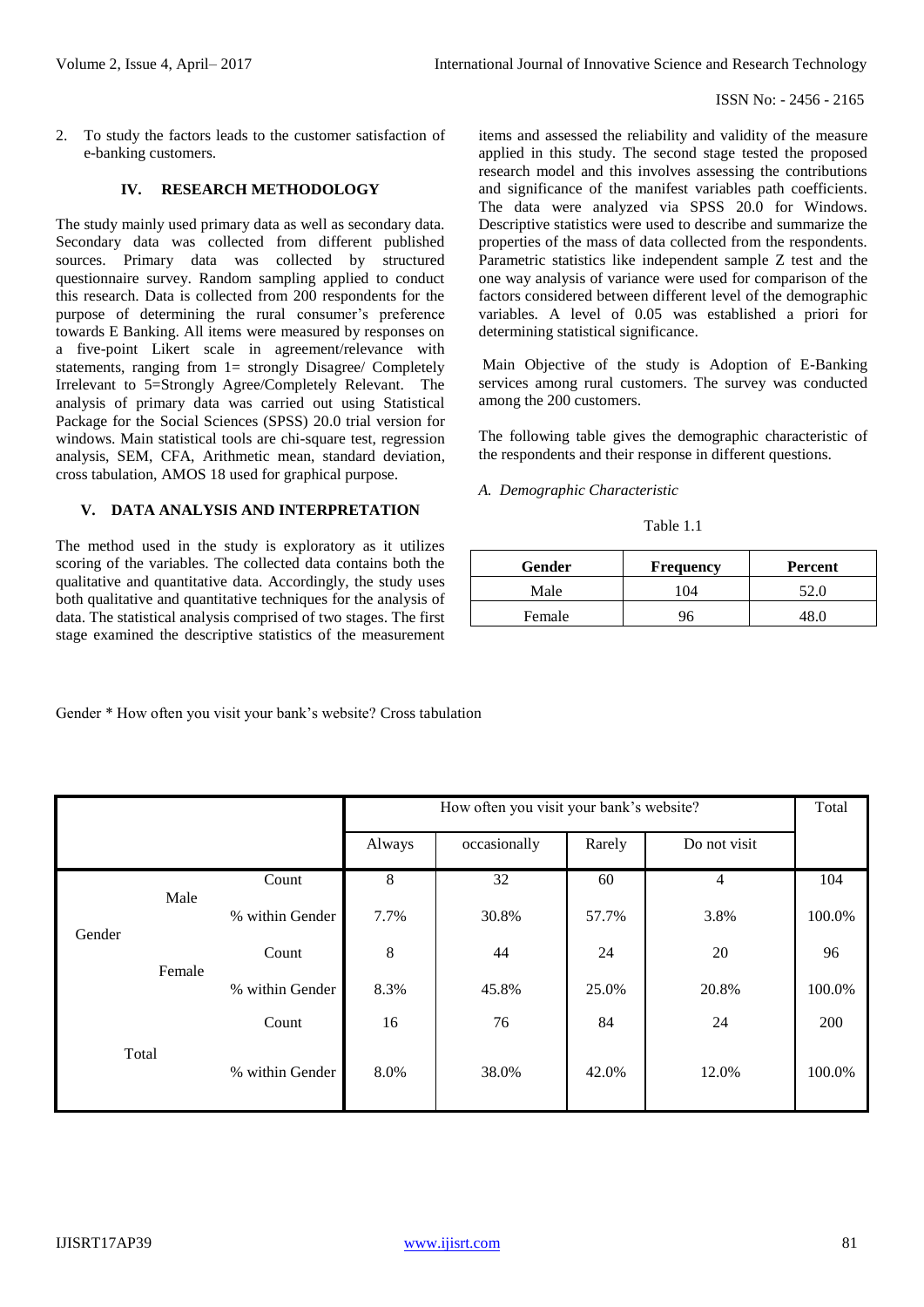2. To study the factors leads to the customer satisfaction of e-banking customers.

## IV. RESEARCH METHODOLOGY

The study mainly used primary data as well as secondary data. Secondary data was collected from different published sources. Primary data was collected by structured questionnaire survey. Random sampling applied to conduct this research. Data is collected from 200 respondents for the purpose of determining the rural consumer's preference towards E Banking. All items were measured by responses on a five-point Likert scale in agreement/relevance with statements, ranging from 1= strongly Disagree/ Completely Irrelevant to 5=Strongly Agree/Completely Relevant. The analysis of primary data was carried out using Statistical Package for the Social Sciences (SPSS) 20.0 trial version for windows. Main statistical tools are chi-square test, regression analysis, SEM, CFA, Arithmetic mean, standard deviation, cross tabulation, AMOS 18 used for graphical purpose.

## V. DATA ANALYSIS AND INTERPRETATION

The method used in the study is exploratory as it utilizes scoring of the variables. The collected data contains both the qualitative and quantitative data. Accordingly, the study uses both qualitative and quantitative techniques for the analysis of data. The statistical analysis comprised of two stages. The first stage examined the descriptive statistics of the measurement items and assessed the reliability and validity of the measure applied in this study. The second stage tested the proposed research model and this involves assessing the contributions and significance of the manifest variables path coefficients. The data were analyzed via SPSS 20.0 for Windows. Descriptive statistics were used to describe and summarize the properties of the mass of data collected from the respondents. Parametric statistics like independent sample Z test and the one way analysis of variance were used for comparison of the factors considered between different level of the demographic variables. A level of 0.05 was established a priori for determining statistical significance.

Main Objective of the study is Adoption of E-Banking services among rural customers. The survey was conducted among the 200 customers.

The following table gives the demographic characteristic of the respondents and their response in different questions.

### *A. Demographic Characteristic*

Table 1.1

| Gender | Frequency | Percent |
|---|---|---|
| Male | 104 | 52.0 |
| Female | 96 | 48.0 |

Gender * How often you visit your bank's website? Cross tabulation

| | | | How often you visit your bank's website? | | | | Total |
|---|---|---|---|---|---|---|---|
| | | | Always | occasionally | Rarely | Do not visit | |
| Gender | Male | Count | 8 | 32 | 60 | 4 | 104 |
| | | % within Gender | 7.7% | 30.8% | 57.7% | 3.8% | 100.0% |
| | Female | Count | 8 | 44 | 24 | 20 | 96 |
| | | % within Gender | 8.3% | 45.8% | 25.0% | 20.8% | 100.0% |
| Total | | Count | 16 | 76 | 84 | 24 | 200 |
| | | % within Gender | 8.0% | 38.0% | 42.0% | 12.0% | 100.0% |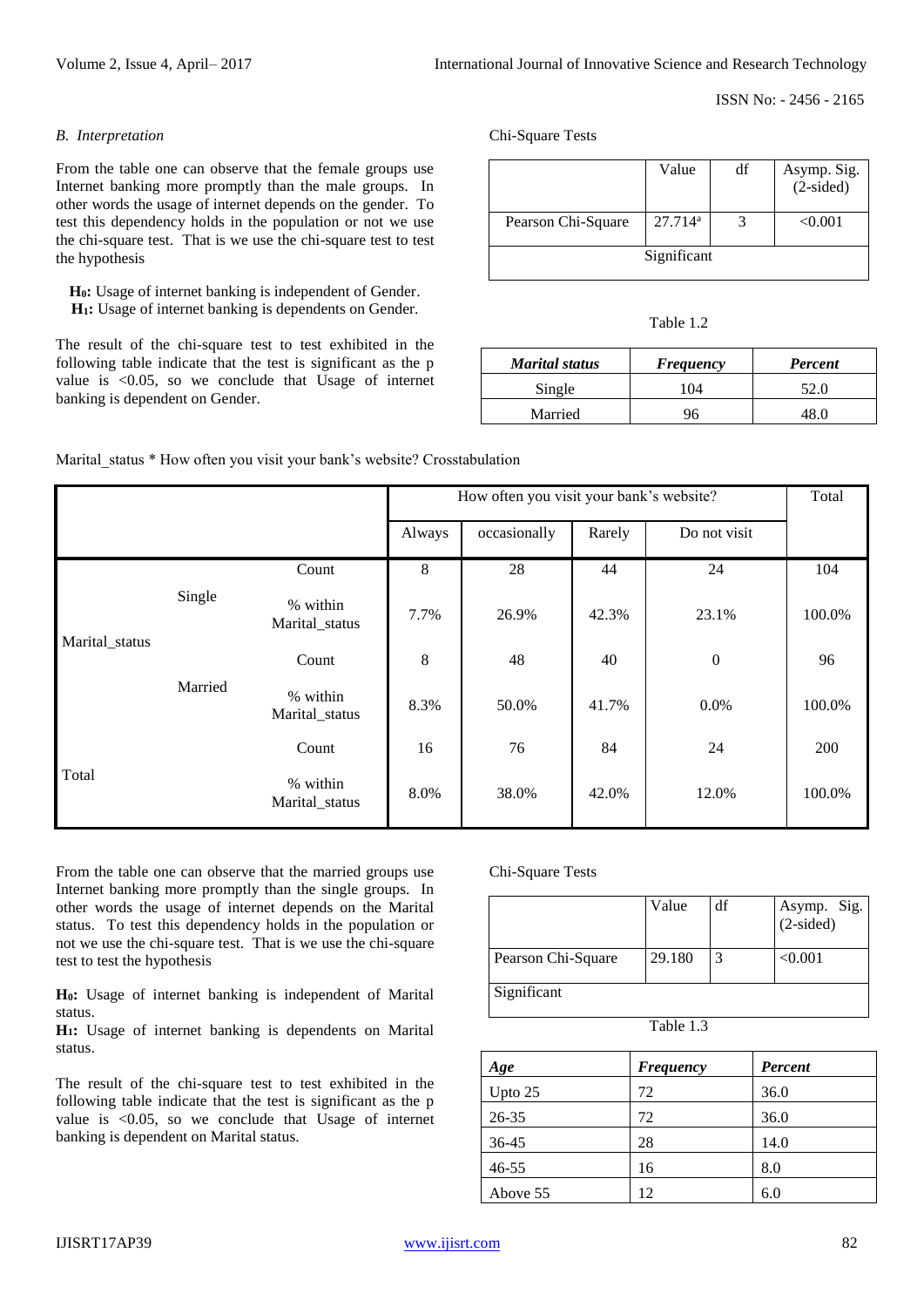### B. Interpretation

From the table one can observe that the female groups use Internet banking more promptly than the male groups. In other words the usage of internet depends on the gender. To test this dependency holds in the population or not we use the chi-square test. That is we use the chi-square test to test the hypothesis

**$H_0$:** Usage of internet banking is independent of Gender.
**$H_1$:** Usage of internet banking is dependents on Gender.

The result of the chi-square test to test exhibited in the following table indicate that the test is significant as the p value is <0.05, so we conclude that Usage of internet banking is dependent on Gender.

Chi-Square Tests

| | Value | df | Asymp. Sig. (2-sided) |
|---|---|---|---|
| Pearson Chi-Square | 27.714[a] | 3 | <0.001 |
| Significant | | | |

Table 1.2

| *Marital status* | *Frequency* | *Percent* |
|---|---|---|
| Single | 104 | 52.0 |
| Married | 96 | 48.0 |

Marital_status * How often you visit your bank's website? Crosstabulation

| | | | How often you visit your bank's website? | | | | Total |
|---|---|---|---|---|---|---|---|
| | | | Always | occasionally | Rarely | Do not visit | |
| Marital_status | Single | Count | 8 | 28 | 44 | 24 | 104 |
| | | % within Marital_status | 7.7% | 26.9% | 42.3% | 23.1% | 100.0% |
| | Married | Count | 8 | 48 | 40 | 0 | 96 |
| | | % within Marital_status | 8.3% | 50.0% | 41.7% | 0.0% | 100.0% |
| Total | | Count | 16 | 76 | 84 | 24 | 200 |
| | | % within Marital_status | 8.0% | 38.0% | 42.0% | 12.0% | 100.0% |

From the table one can observe that the married groups use Internet banking more promptly than the single groups. In other words the usage of internet depends on the Marital status. To test this dependency holds in the population or not we use the chi-square test. That is we use the chi-square test to test the hypothesis

**$H_0$:** Usage of internet banking is independent of Marital status.
**$H_1$:** Usage of internet banking is dependents on Marital status.

The result of the chi-square test to test exhibited in the following table indicate that the test is significant as the p value is <0.05, so we conclude that Usage of internet banking is dependent on Marital status.

Chi-Square Tests

| | Value | df | Asymp. Sig. (2-sided) |
|---|---|---|---|
| Pearson Chi-Square | 29.180 | 3 | <0.001 |
| Significant | | | |

Table 1.3

| *Age* | *Frequency* | *Percent* |
|---|---|---|
| Upto 25 | 72 | 36.0 |
| 26-35 | 72 | 36.0 |
| 36-45 | 28 | 14.0 |
| 46-55 | 16 | 8.0 |
| Above 55 | 12 | 6.0 |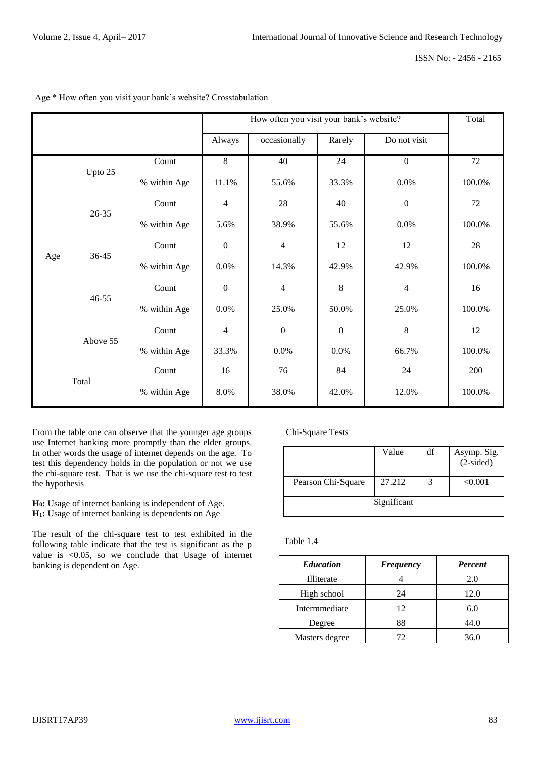Age * How often you visit your bank's website? Crosstabulation

| | | | How often you visit your bank's website? | | | | Total |
|---|---|---|---|---|---|---|---|
| | | | Always | occasionally | Rarely | Do not visit | |
| Age | Upto 25 | Count | 8 | 40 | 24 | 0 | 72 |
| | | % within Age | 11.1% | 55.6% | 33.3% | 0.0% | 100.0% |
| | 26-35 | Count | 4 | 28 | 40 | 0 | 72 |
| | | % within Age | 5.6% | 38.9% | 55.6% | 0.0% | 100.0% |
| | 36-45 | Count | 0 | 4 | 12 | 12 | 28 |
| | | % within Age | 0.0% | 14.3% | 42.9% | 42.9% | 100.0% |
| | 46-55 | Count | 0 | 4 | 8 | 4 | 16 |
| | | % within Age | 0.0% | 25.0% | 50.0% | 25.0% | 100.0% |
| | Above 55 | Count | 4 | 0 | 0 | 8 | 12 |
| | | % within Age | 33.3% | 0.0% | 0.0% | 66.7% | 100.0% |
| Total | | Count | 16 | 76 | 84 | 24 | 200 |
| | | % within Age | 8.0% | 38.0% | 42.0% | 12.0% | 100.0% |

From the table one can observe that the younger age groups use Internet banking more promptly than the elder groups. In other words the usage of internet depends on the age. To test this dependency holds in the population or not we use the chi-square test. That is we use the chi-square test to test the hypothesis

**$H_0$:** Usage of internet banking is independent of Age.
**$H_1$:** Usage of internet banking is dependents on Age

The result of the chi-square test to test exhibited in the following table indicate that the test is significant as the p value is <0.05, so we conclude that Usage of internet banking is dependent on Age.

Chi-Square Tests

| | Value | df | Asymp. Sig. (2-sided) |
|---|---|---|---|
| Pearson Chi-Square | 27.212 | 3 | <0.001 |
| Significant | | | |

Table 1.4

| *Education* | *Frequency* | *Percent* |
|---|---|---|
| Illiterate | 4 | 2.0 |
| High school | 24 | 12.0 |
| Intermmediate | 12 | 6.0 |
| Degree | 88 | 44.0 |
| Masters degree | 72 | 36.0 |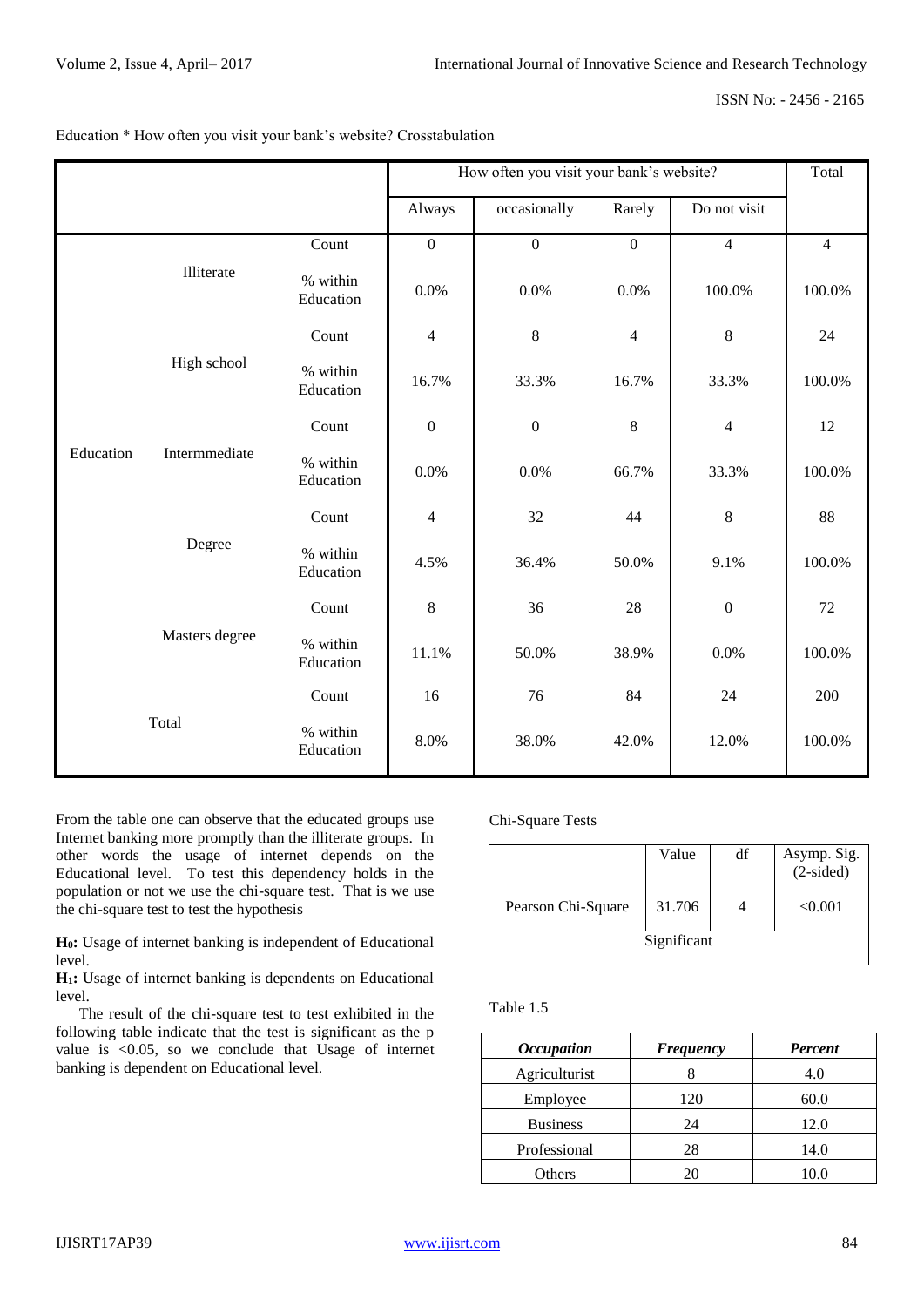Education * How often you visit your bank's website? Crosstabulation

| | | | How often you visit your bank's website? | | | | Total |
|---|---|---|---|---|---|---|---|
| | | | Always | occasionally | Rarely | Do not visit | |
| Education | Illiterate | Count | 0 | 0 | 0 | 4 | 4 |
| | | % within Education | 0.0% | 0.0% | 0.0% | 100.0% | 100.0% |
| | High school | Count | 4 | 8 | 4 | 8 | 24 |
| | | % within Education | 16.7% | 33.3% | 16.7% | 33.3% | 100.0% |
| | Intermmediate | Count | 0 | 0 | 8 | 4 | 12 |
| | | % within Education | 0.0% | 0.0% | 66.7% | 33.3% | 100.0% |
| | Degree | Count | 4 | 32 | 44 | 8 | 88 |
| | | % within Education | 4.5% | 36.4% | 50.0% | 9.1% | 100.0% |
| | Masters degree | Count | 8 | 36 | 28 | 0 | 72 |
| | | % within Education | 11.1% | 50.0% | 38.9% | 0.0% | 100.0% |
| Total | | Count | 16 | 76 | 84 | 24 | 200 |
| | | % within Education | 8.0% | 38.0% | 42.0% | 12.0% | 100.0% |

From the table one can observe that the educated groups use Internet banking more promptly than the illiterate groups. In other words the usage of internet depends on the Educational level. To test this dependency holds in the population or not we use the chi-square test. That is we use the chi-square test to test the hypothesis

**$H_0$:** Usage of internet banking is independent of Educational level.

**$H_1$:** Usage of internet banking is dependents on Educational level.

The result of the chi-square test to test exhibited in the following table indicate that the test is significant as the p value is <0.05, so we conclude that Usage of internet banking is dependent on Educational level.

Chi-Square Tests

| | Value | df | Asymp. Sig. (2-sided) |
|---|---|---|---|
| Pearson Chi-Square | 31.706 | 4 | <0.001 |
| Significant | | | |

Table 1.5

| *Occupation* | *Frequency* | *Percent* |
|---|---|---|
| Agriculturist | 8 | 4.0 |
| Employee | 120 | 60.0 |
| Business | 24 | 12.0 |
| Professional | 28 | 14.0 |
| Others | 20 | 10.0 |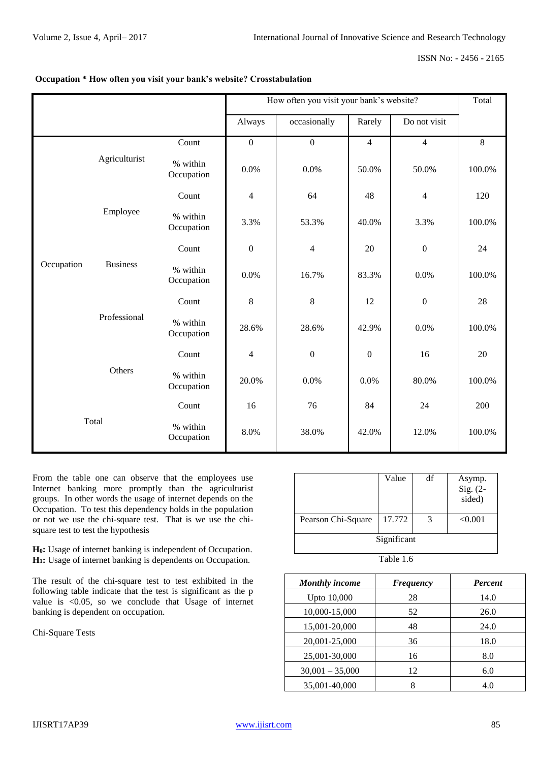**Occupation * How often you visit your bank's website? Crosstabulation**

| | | | How often you visit your bank's website? | | | | Total |
|---|---|---|---|---|---|---|---|
| | | | Always | occasionally | Rarely | Do not visit | |
| Occupation | Agriculturist | Count | 0 | 0 | 4 | 4 | 8 |
| | | % within Occupation | 0.0% | 0.0% | 50.0% | 50.0% | 100.0% |
| | Employee | Count | 4 | 64 | 48 | 4 | 120 |
| | | % within Occupation | 3.3% | 53.3% | 40.0% | 3.3% | 100.0% |
| | Business | Count | 0 | 4 | 20 | 0 | 24 |
| | | % within Occupation | 0.0% | 16.7% | 83.3% | 0.0% | 100.0% |
| | Professional | Count | 8 | 8 | 12 | 0 | 28 |
| | | % within Occupation | 28.6% | 28.6% | 42.9% | 0.0% | 100.0% |
| | Others | Count | 4 | 0 | 0 | 16 | 20 |
| | | % within Occupation | 20.0% | 0.0% | 0.0% | 80.0% | 100.0% |
| Total | | Count | 16 | 76 | 84 | 24 | 200 |
| | | % within Occupation | 8.0% | 38.0% | 42.0% | 12.0% | 100.0% |

From the table one can observe that the employees use Internet banking more promptly than the agriculturist groups. In other words the usage of internet depends on the Occupation. To test this dependency holds in the population or not we use the chi-square test. That is we use the chi-square test to test the hypothesis

**$H_0$:** Usage of internet banking is independent of Occupation.
**$H_1$:** Usage of internet banking is dependents on Occupation.

The result of the chi-square test to test exhibited in the following table indicate that the test is significant as the p value is <0.05, so we conclude that Usage of internet banking is dependent on occupation.

Chi-Square Tests

| | Value | df | Asymp. Sig. (2-sided) |
|---|---|---|---|
| Pearson Chi-Square | 17.772 | 3 | <0.001 |
| Significant | | | |

Table 1.6

| *Monthly income* | *Frequency* | *Percent* |
|---|---|---|
| Upto 10,000 | 28 | 14.0 |
| 10,000-15,000 | 52 | 26.0 |
| 15,001-20,000 | 48 | 24.0 |
| 20,001-25,000 | 36 | 18.0 |
| 25,001-30,000 | 16 | 8.0 |
| 30,001 – 35,000 | 12 | 6.0 |
| 35,001-40,000 | 8 | 4.0 |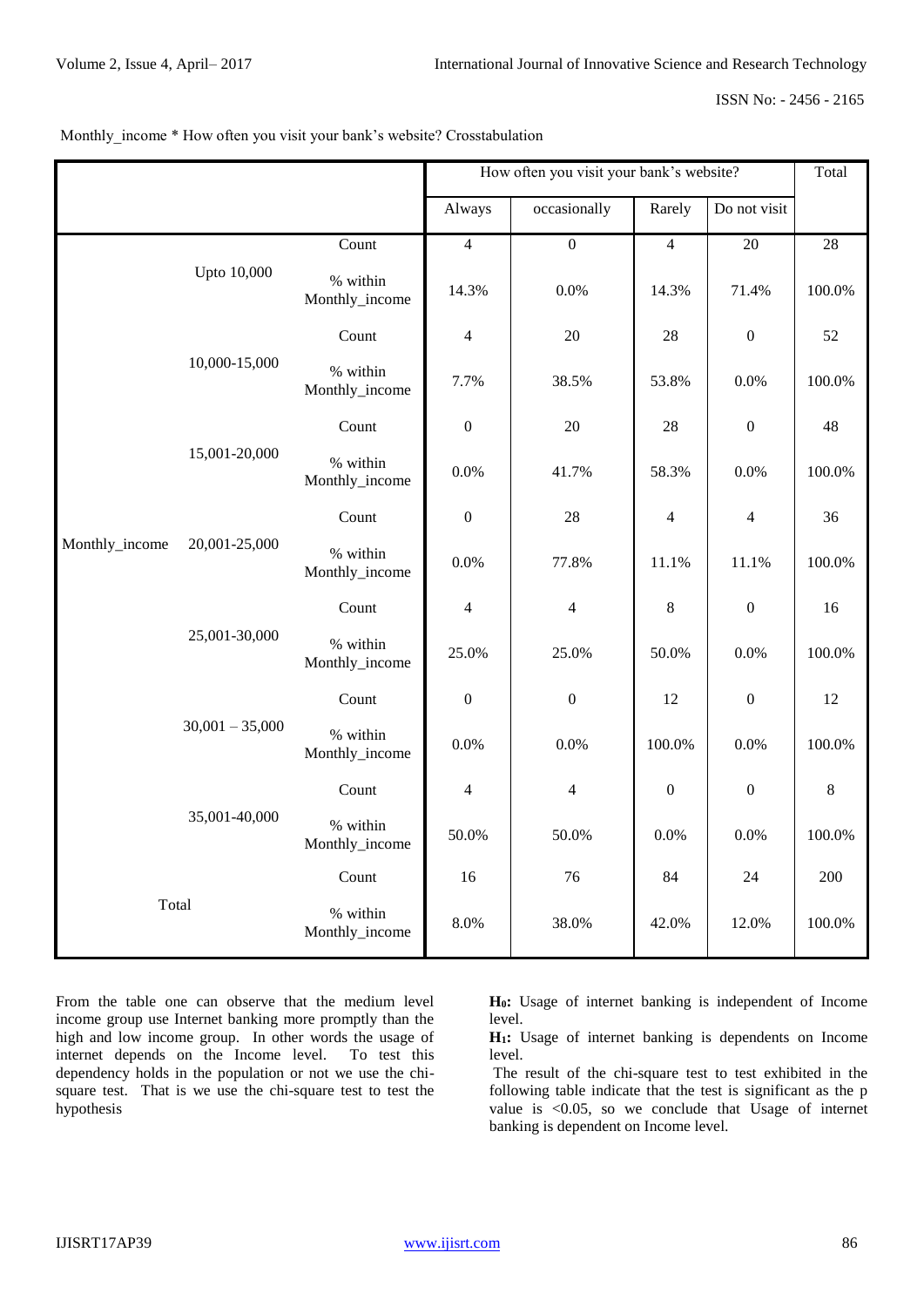Monthly_income * How often you visit your bank's website? Crosstabulation

| | | | How often you visit your bank's website? | | | | Total |
|---|---|---|---|---|---|---|---|
| | | | Always | occasionally | Rarely | Do not visit | |
| Monthly_income | Upto 10,000 | Count | 4 | 0 | 4 | 20 | 28 |
| | | % within Monthly_income | 14.3% | 0.0% | 14.3% | 71.4% | 100.0% |
| | 10,000-15,000 | Count | 4 | 20 | 28 | 0 | 52 |
| | | % within Monthly_income | 7.7% | 38.5% | 53.8% | 0.0% | 100.0% |
| | 15,001-20,000 | Count | 0 | 20 | 28 | 0 | 48 |
| | | % within Monthly_income | 0.0% | 41.7% | 58.3% | 0.0% | 100.0% |
| | 20,001-25,000 | Count | 0 | 28 | 4 | 4 | 36 |
| | | % within Monthly_income | 0.0% | 77.8% | 11.1% | 11.1% | 100.0% |
| | 25,001-30,000 | Count | 4 | 4 | 8 | 0 | 16 |
| | | % within Monthly_income | 25.0% | 25.0% | 50.0% | 0.0% | 100.0% |
| | 30,001 – 35,000 | Count | 0 | 0 | 12 | 0 | 12 |
| | | % within Monthly_income | 0.0% | 0.0% | 100.0% | 0.0% | 100.0% |
| | 35,001-40,000 | Count | 4 | 4 | 0 | 0 | 8 |
| | | % within Monthly_income | 50.0% | 50.0% | 0.0% | 0.0% | 100.0% |
| Total | | Count | 16 | 76 | 84 | 24 | 200 |
| | | % within Monthly_income | 8.0% | 38.0% | 42.0% | 12.0% | 100.0% |

From the table one can observe that the medium level income group use Internet banking more promptly than the high and low income group. In other words the usage of internet depends on the Income level. To test this dependency holds in the population or not we use the chi-square test. That is we use the chi-square test to test the hypothesis

**$H_0$:** Usage of internet banking is independent of Income level.

**$H_1$:** Usage of internet banking is dependents on Income level.

The result of the chi-square test to test exhibited in the following table indicate that the test is significant as the p value is $<0.05$, so we conclude that Usage of internet banking is dependent on Income level.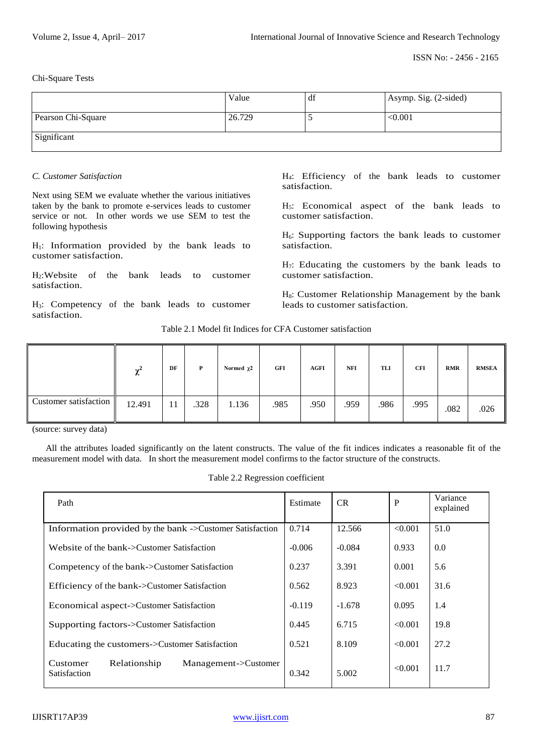Chi-Square Tests

| | Value | df | Asymp. Sig. (2-sided) |
|---|---|---|---|
| Pearson Chi-Square | 26.729 | 5 | <0.001 |
| Significant | | | |

*C. Customer Satisfaction*

Next using SEM we evaluate whether the various initiatives taken by the bank to promote e-services leads to customer service or not. In other words we use SEM to test the following hypothesis

$H_1$: Information provided by the bank leads to customer satisfaction.

$H_2$:Website of the bank leads to customer satisfaction.

$H_3$: Competency of the bank leads to customer satisfaction.

$H_4$: Efficiency of the bank leads to customer satisfaction.

$H_5$: Economical aspect of the bank leads to customer satisfaction.

$H_6$: Supporting factors the bank leads to customer satisfaction.

$H_7$: Educating the customers by the bank leads to customer satisfaction.

$H_8$: Customer Relationship Management by the bank leads to customer satisfaction.

Table 2.1 Model fit Indices for CFA Customer satisfaction

| | $\chi^2$ | DF | P | Normed $\chi 2$ | GFI | AGFI | NFI | TLI | CFI | RMR | RMSEA |
|---|---|---|---|---|---|---|---|---|---|---|---|
| Customer satisfaction | 12.491 | 11 | .328 | 1.136 | .985 | .950 | .959 | .986 | .995 | .082 | .026 |

(source: survey data)

All the attributes loaded significantly on the latent constructs. The value of the fit indices indicates a reasonable fit of the measurement model with data. In short the measurement model confirms to the factor structure of the constructs.

Table 2.2 Regression coefficient

| Path | Estimate | CR | P | Variance explained |
|---|---|---|---|---|
| Information provided by the bank ->Customer Satisfaction | 0.714 | 12.566 | <0.001 | 51.0 |
| Website of the bank->Customer Satisfaction | -0.006 | -0.084 | 0.933 | 0.0 |
| Competency of the bank->Customer Satisfaction | 0.237 | 3.391 | 0.001 | 5.6 |
| Efficiency of the bank->Customer Satisfaction | 0.562 | 8.923 | <0.001 | 31.6 |
| Economical aspect->Customer Satisfaction | -0.119 | -1.678 | 0.095 | 1.4 |
| Supporting factors->Customer Satisfaction | 0.445 | 6.715 | <0.001 | 19.8 |
| Educating the customers->Customer Satisfaction | 0.521 | 8.109 | <0.001 | 27.2 |
| Customer Relationship Management->Customer Satisfaction | 0.342 | 5.002 | <0.001 | 11.7 |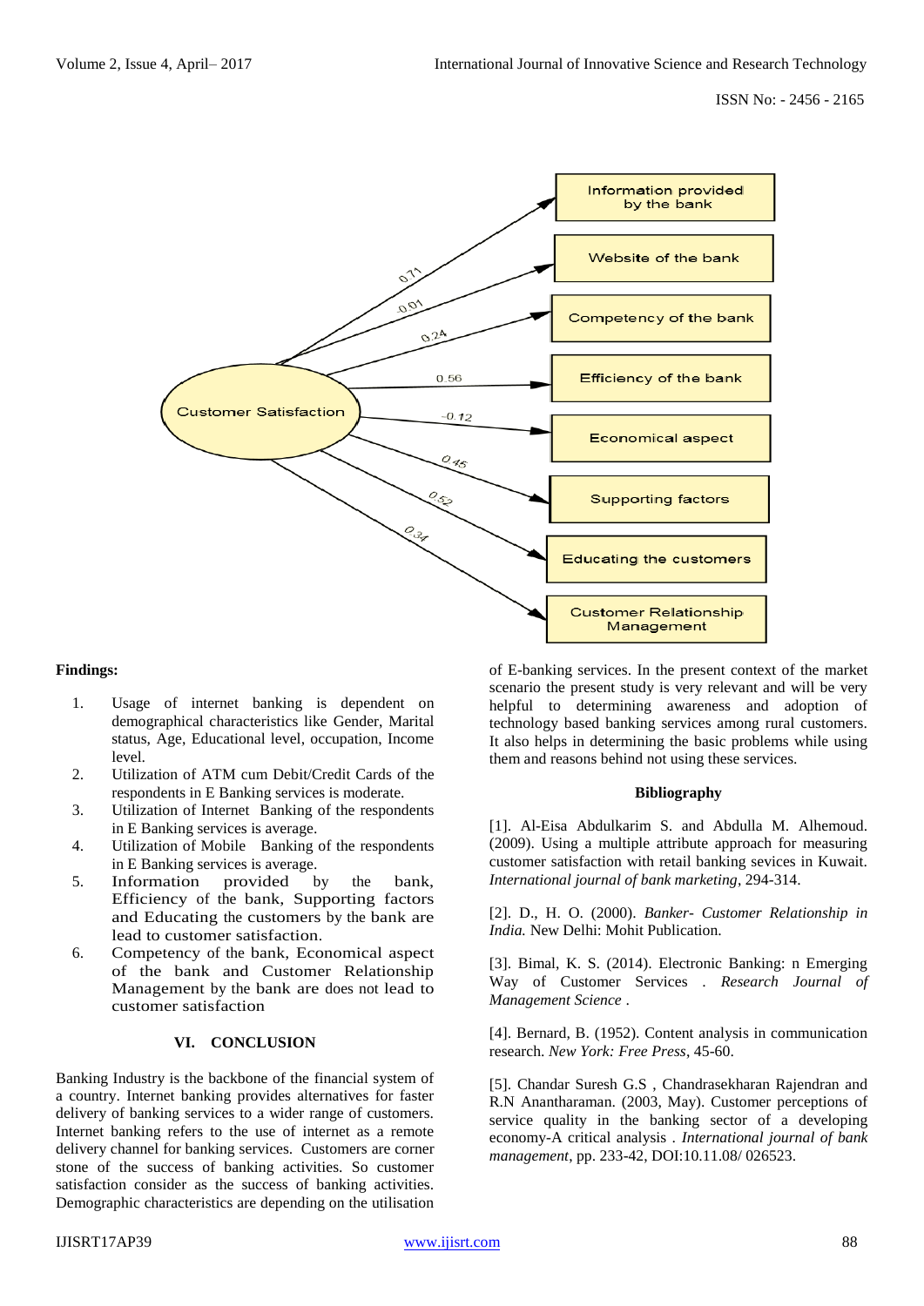**Findings:**

1. Usage of internet banking is dependent on demographical characteristics like Gender, Marital status, Age, Educational level, occupation, Income level.
2. Utilization of ATM cum Debit/Credit Cards of the respondents in E Banking services is moderate.
3. Utilization of Internet Banking of the respondents in E Banking services is average.
4. Utilization of Mobile Banking of the respondents in E Banking services is average.
5. Information provided by the bank, Efficiency of the bank, Supporting factors and Educating the customers by the bank are lead to customer satisfaction.
6. Competency of the bank, Economical aspect of the bank and Customer Relationship Management by the bank are does not lead to customer satisfaction

## VI. CONCLUSION

Banking Industry is the backbone of the financial system of a country. Internet banking provides alternatives for faster delivery of banking services to a wider range of customers. Internet banking refers to the use of internet as a remote delivery channel for banking services. Customers are corner stone of the success of banking activities. So customer satisfaction consider as the success of banking activities. Demographic characteristics are depending on the utilisation of E-banking services. In the present context of the market scenario the present study is very relevant and will be very helpful to determining awareness and adoption of technology based banking services among rural customers. It also helps in determining the basic problems while using them and reasons behind not using these services.

### Bibliography

[1]. Al-Eisa Abdulkarim S. and Abdulla M. Alhemoud. (2009). Using a multiple attribute approach for measuring customer satisfaction with retail banking sevices in Kuwait. *International journal of bank marketing*, 294-314.

[2]. D., H. O. (2000). *Banker- Customer Relationship in India.* New Delhi: Mohit Publication.

[3]. Bimal, K. S. (2014). Electronic Banking: n Emerging Way of Customer Services . *Research Journal of Management Science* .

[4]. Bernard, B. (1952). Content analysis in communication research. *New York: Free Press*, 45-60.

[5]. Chandar Suresh G.S , Chandrasekharan Rajendran and R.N Anantharaman. (2003, May). Customer perceptions of service quality in the banking sector of a developing economy-A critical analysis . *International journal of bank management*, pp. 233-42, DOI:10.11.08/ 026523.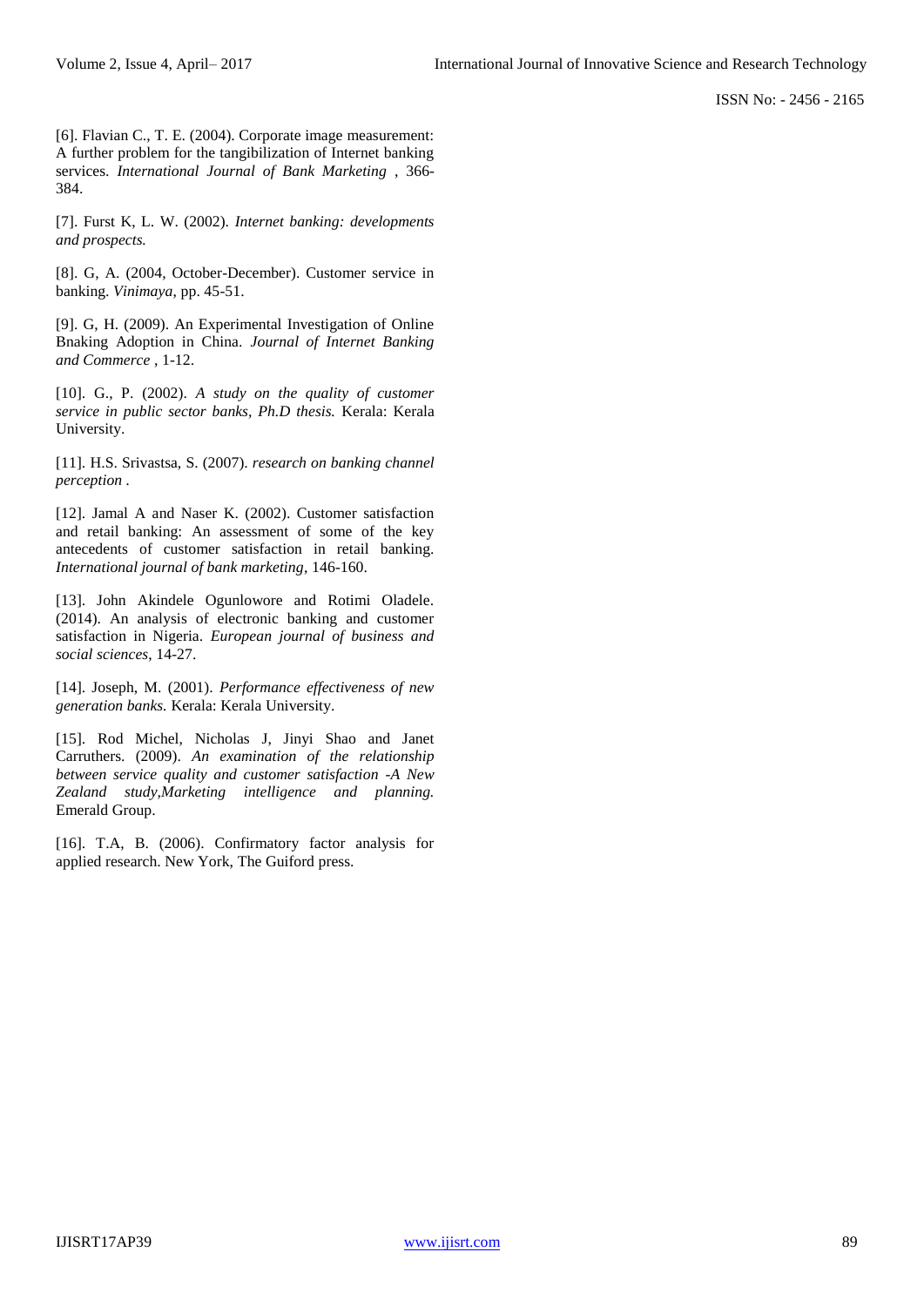[6]. Flavian C., T. E. (2004). Corporate image measurement: A further problem for the tangibilization of Internet banking services. *International Journal of Bank Marketing* , 366-384.

[7]. Furst K, L. W. (2002). *Internet banking: developments and prospects.*

[8]. G, A. (2004, October-December). Customer service in banking. *Vinimaya*, pp. 45-51.

[9]. G, H. (2009). An Experimental Investigation of Online Bnaking Adoption in China. *Journal of Internet Banking and Commerce* , 1-12.

[10]. G., P. (2002). *A study on the quality of customer service in public sector banks, Ph.D thesis.* Kerala: Kerala University.

[11]. H.S. Srivastsa, S. (2007). *research on banking channel perception .*

[12]. Jamal A and Naser K. (2002). Customer satisfaction and retail banking: An assessment of some of the key antecedents of customer satisfaction in retail banking. *International journal of bank marketing*, 146-160.

[13]. John Akindele Ogunlowore and Rotimi Oladele. (2014). An analysis of electronic banking and customer satisfaction in Nigeria. *European journal of business and social sciences*, 14-27.

[14]. Joseph, M. (2001). *Performance effectiveness of new generation banks.* Kerala: Kerala University.

[15]. Rod Michel, Nicholas J, Jinyi Shao and Janet Carruthers. (2009). *An examination of the relationship between service quality and customer satisfaction -A New Zealand study,Marketing intelligence and planning.* Emerald Group.

[16]. T.A, B. (2006). Confirmatory factor analysis for applied research. New York, The Guiford press.